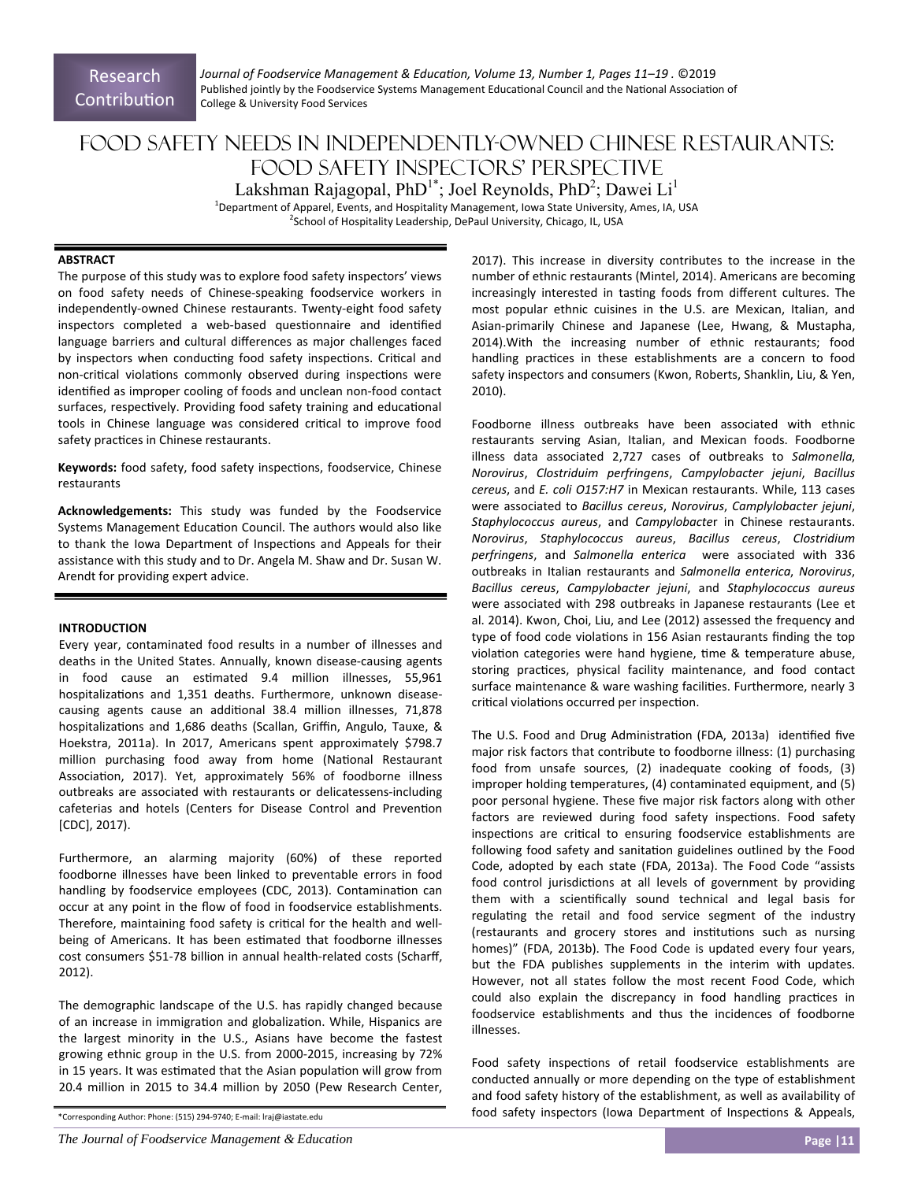Research Contribution

# Food Safety Needs in Independently-Owned Chinese Restaurants: Food Safety Inspectors' Perspective

Lakshman Rajagopal, PhD[1*]; Joel Reynolds, PhD[2]; Dawei Li[1]

[1]Department of Apparel, Events, and Hospitality Management, Iowa State University, Ames, IA, USA
[2]School of Hospitality Leadership, DePaul University, Chicago, IL, USA

## ABSTRACT

The purpose of this study was to explore food safety inspectors' views on food safety needs of Chinese-speaking foodservice workers in independently-owned Chinese restaurants. Twenty-eight food safety inspectors completed a web-based questionnaire and identified language barriers and cultural differences as major challenges faced by inspectors when conducting food safety inspections. Critical and non-critical violations commonly observed during inspections were identified as improper cooling of foods and unclean non-food contact surfaces, respectively. Providing food safety training and educational tools in Chinese language was considered critical to improve food safety practices in Chinese restaurants.

**Keywords:** food safety, food safety inspections, foodservice, Chinese restaurants

**Acknowledgements:** This study was funded by the Foodservice Systems Management Education Council. The authors would also like to thank the Iowa Department of Inspections and Appeals for their assistance with this study and to Dr. Angela M. Shaw and Dr. Susan W. Arendt for providing expert advice.

## INTRODUCTION

Every year, contaminated food results in a number of illnesses and deaths in the United States. Annually, known disease-causing agents in food cause an estimated 9.4 million illnesses, 55,961 hospitalizations and 1,351 deaths. Furthermore, unknown disease-causing agents cause an additional 38.4 million illnesses, 71,878 hospitalizations and 1,686 deaths (Scallan, Griffin, Angulo, Tauxe, & Hoekstra, 2011a). In 2017, Americans spent approximately $798.7 million purchasing food away from home (National Restaurant Association, 2017). Yet, approximately 56% of foodborne illness outbreaks are associated with restaurants or delicatessens-including cafeterias and hotels (Centers for Disease Control and Prevention [CDC], 2017).

Furthermore, an alarming majority (60%) of these reported foodborne illnesses have been linked to preventable errors in food handling by foodservice employees (CDC, 2013). Contamination can occur at any point in the flow of food in foodservice establishments. Therefore, maintaining food safety is critical for the health and well-being of Americans. It has been estimated that foodborne illnesses cost consumers $51-78 billion in annual health-related costs (Scharff, 2012).

The demographic landscape of the U.S. has rapidly changed because of an increase in immigration and globalization. While, Hispanics are the largest minority in the U.S., Asians have become the fastest growing ethnic group in the U.S. from 2000-2015, increasing by 72% in 15 years. It was estimated that the Asian population will grow from 20.4 million in 2015 to 34.4 million by 2050 (Pew Research Center, 2017). This increase in diversity contributes to the increase in the number of ethnic restaurants (Mintel, 2014). Americans are becoming increasingly interested in tasting foods from different cultures. The most popular ethnic cuisines in the U.S. are Mexican, Italian, and Asian-primarily Chinese and Japanese (Lee, Hwang, & Mustapha, 2014).With the increasing number of ethnic restaurants; food handling practices in these establishments are a concern to food safety inspectors and consumers (Kwon, Roberts, Shanklin, Liu, & Yen, 2010).

Foodborne illness outbreaks have been associated with ethnic restaurants serving Asian, Italian, and Mexican foods. Foodborne illness data associated 2,727 cases of outbreaks to *Salmonella*, *Norovirus*, *Clostriduim perfringens*, *Campylobacter jejuni*, *Bacillus cereus*, and *E. coli O157:H7* in Mexican restaurants. While, 113 cases were associated to *Bacillus cereus*, *Norovirus*, *Camplylobacter jejuni*, *Staphylococcus aureus*, and *Campylobacter* in Chinese restaurants. *Norovirus*, *Staphylococcus aureus*, *Bacillus cereus*, *Clostridium perfringens*, and *Salmonella enterica* were associated with 336 outbreaks in Italian restaurants and *Salmonella enterica*, *Norovirus*, *Bacillus cereus*, *Campylobacter jejuni*, and *Staphylococcus aureus* were associated with 298 outbreaks in Japanese restaurants (Lee et al. 2014). Kwon, Choi, Liu, and Lee (2012) assessed the frequency and type of food code violations in 156 Asian restaurants finding the top violation categories were hand hygiene, time & temperature abuse, storing practices, physical facility maintenance, and food contact surface maintenance & ware washing facilities. Furthermore, nearly 3 critical violations occurred per inspection.

The U.S. Food and Drug Administration (FDA, 2013a) identified five major risk factors that contribute to foodborne illness: (1) purchasing food from unsafe sources, (2) inadequate cooking of foods, (3) improper holding temperatures, (4) contaminated equipment, and (5) poor personal hygiene. These five major risk factors along with other factors are reviewed during food safety inspections. Food safety inspections are critical to ensuring foodservice establishments are following food safety and sanitation guidelines outlined by the Food Code, adopted by each state (FDA, 2013a). The Food Code "assists food control jurisdictions at all levels of government by providing them with a scientifically sound technical and legal basis for regulating the retail and food service segment of the industry (restaurants and grocery stores and institutions such as nursing homes)" (FDA, 2013b). The Food Code is updated every four years, but the FDA publishes supplements in the interim with updates. However, not all states follow the most recent Food Code, which could also explain the discrepancy in food handling practices in foodservice establishments and thus the incidences of foodborne illnesses.

Food safety inspections of retail foodservice establishments are conducted annually or more depending on the type of establishment and food safety history of the establishment, as well as availability of food safety inspectors (Iowa Department of Inspections & Appeals,

*Corresponding Author: Phone: (515) 294-9740; E-mail: lraj@iastate.edu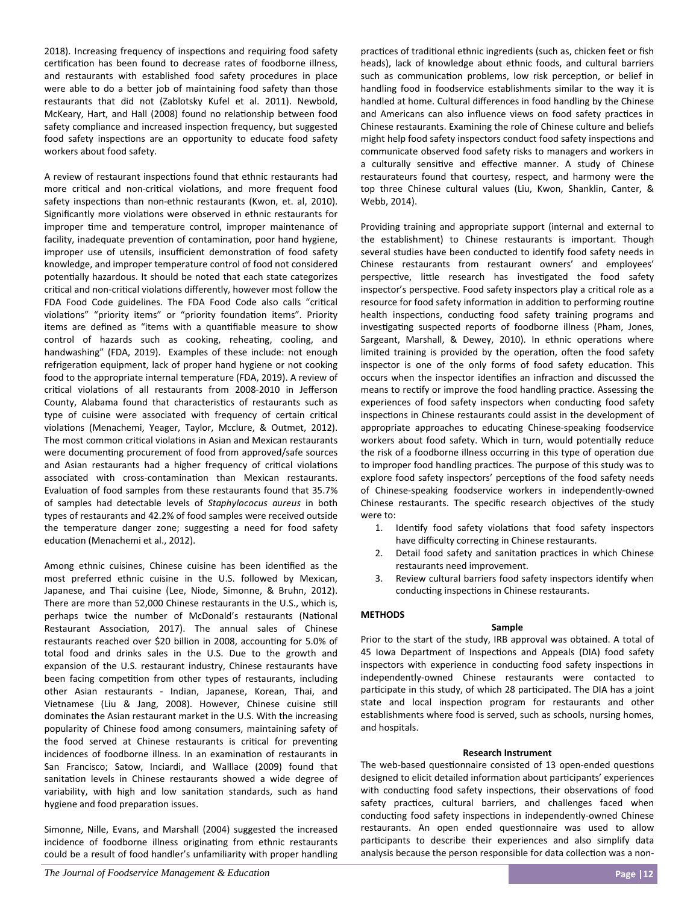2018). Increasing frequency of inspections and requiring food safety certification has been found to decrease rates of foodborne illness, and restaurants with established food safety procedures in place were able to do a better job of maintaining food safety than those restaurants that did not (Zablotsky Kufel et al. 2011). Newbold, McKeary, Hart, and Hall (2008) found no relationship between food safety compliance and increased inspection frequency, but suggested food safety inspections are an opportunity to educate food safety workers about food safety.

A review of restaurant inspections found that ethnic restaurants had more critical and non-critical violations, and more frequent food safety inspections than non-ethnic restaurants (Kwon, et. al, 2010). Significantly more violations were observed in ethnic restaurants for improper time and temperature control, improper maintenance of facility, inadequate prevention of contamination, poor hand hygiene, improper use of utensils, insufficient demonstration of food safety knowledge, and improper temperature control of food not considered potentially hazardous. It should be noted that each state categorizes critical and non-critical violations differently, however most follow the FDA Food Code guidelines. The FDA Food Code also calls "critical violations" "priority items" or "priority foundation items". Priority items are defined as "items with a quantifiable measure to show control of hazards such as cooking, reheating, cooling, and handwashing" (FDA, 2019). Examples of these include: not enough refrigeration equipment, lack of proper hand hygiene or not cooking food to the appropriate internal temperature (FDA, 2019). A review of critical violations of all restaurants from 2008-2010 in Jefferson County, Alabama found that characteristics of restaurants such as type of cuisine were associated with frequency of certain critical violations (Menachemi, Yeager, Taylor, Mcclure, & Outmet, 2012). The most common critical violations in Asian and Mexican restaurants were documenting procurement of food from approved/safe sources and Asian restaurants had a higher frequency of critical violations associated with cross-contamination than Mexican restaurants. Evaluation of food samples from these restaurants found that 35.7% of samples had detectable levels of *Staphylococus aureus* in both types of restaurants and 42.2% of food samples were received outside the temperature danger zone; suggesting a need for food safety education (Menachemi et al., 2012).

Among ethnic cuisines, Chinese cuisine has been identified as the most preferred ethnic cuisine in the U.S. followed by Mexican, Japanese, and Thai cuisine (Lee, Niode, Simonne, & Bruhn, 2012). There are more than 52,000 Chinese restaurants in the U.S., which is, perhaps twice the number of McDonald's restaurants (National Restaurant Association, 2017). The annual sales of Chinese restaurants reached over $20 billion in 2008, accounting for 5.0% of total food and drinks sales in the U.S. Due to the growth and expansion of the U.S. restaurant industry, Chinese restaurants have been facing competition from other types of restaurants, including other Asian restaurants - Indian, Japanese, Korean, Thai, and Vietnamese (Liu & Jang, 2008). However, Chinese cuisine still dominates the Asian restaurant market in the U.S. With the increasing popularity of Chinese food among consumers, maintaining safety of the food served at Chinese restaurants is critical for preventing incidences of foodborne illness. In an examination of restaurants in San Francisco; Satow, Inciardi, and Walllace (2009) found that sanitation levels in Chinese restaurants showed a wide degree of variability, with high and low sanitation standards, such as hand hygiene and food preparation issues.

Simonne, Nille, Evans, and Marshall (2004) suggested the increased incidence of foodborne illness originating from ethnic restaurants could be a result of food handler's unfamiliarity with proper handling practices of traditional ethnic ingredients (such as, chicken feet or fish heads), lack of knowledge about ethnic foods, and cultural barriers such as communication problems, low risk perception, or belief in handling food in foodservice establishments similar to the way it is handled at home. Cultural differences in food handling by the Chinese and Americans can also influence views on food safety practices in Chinese restaurants. Examining the role of Chinese culture and beliefs might help food safety inspectors conduct food safety inspections and communicate observed food safety risks to managers and workers in a culturally sensitive and effective manner. A study of Chinese restaurateurs found that courtesy, respect, and harmony were the top three Chinese cultural values (Liu, Kwon, Shanklin, Canter, & Webb, 2014).

Providing training and appropriate support (internal and external to the establishment) to Chinese restaurants is important. Though several studies have been conducted to identify food safety needs in Chinese restaurants from restaurant owners' and employees' perspective, little research has investigated the food safety inspector's perspective. Food safety inspectors play a critical role as a resource for food safety information in addition to performing routine health inspections, conducting food safety training programs and investigating suspected reports of foodborne illness (Pham, Jones, Sargeant, Marshall, & Dewey, 2010). In ethnic operations where limited training is provided by the operation, often the food safety inspector is one of the only forms of food safety education. This occurs when the inspector identifies an infraction and discussed the means to rectify or improve the food handling practice. Assessing the experiences of food safety inspectors when conducting food safety inspections in Chinese restaurants could assist in the development of appropriate approaches to educating Chinese-speaking foodservice workers about food safety. Which in turn, would potentially reduce the risk of a foodborne illness occurring in this type of operation due to improper food handling practices. The purpose of this study was to explore food safety inspectors' perceptions of the food safety needs of Chinese-speaking foodservice workers in independently-owned Chinese restaurants. The specific research objectives of the study were to:

1. Identify food safety violations that food safety inspectors have difficulty correcting in Chinese restaurants.
2. Detail food safety and sanitation practices in which Chinese restaurants need improvement.
3. Review cultural barriers food safety inspectors identify when conducting inspections in Chinese restaurants.

## METHODS

### Sample

Prior to the start of the study, IRB approval was obtained. A total of 45 Iowa Department of Inspections and Appeals (DIA) food safety inspectors with experience in conducting food safety inspections in independently-owned Chinese restaurants were contacted to participate in this study, of which 28 participated. The DIA has a joint state and local inspection program for restaurants and other establishments where food is served, such as schools, nursing homes, and hospitals.

### Research Instrument

The web-based questionnaire consisted of 13 open-ended questions designed to elicit detailed information about participants' experiences with conducting food safety inspections, their observations of food safety practices, cultural barriers, and challenges faced when conducting food safety inspections in independently-owned Chinese restaurants. An open ended questionnaire was used to allow participants to describe their experiences and also simplify data analysis because the person responsible for data collection was a non-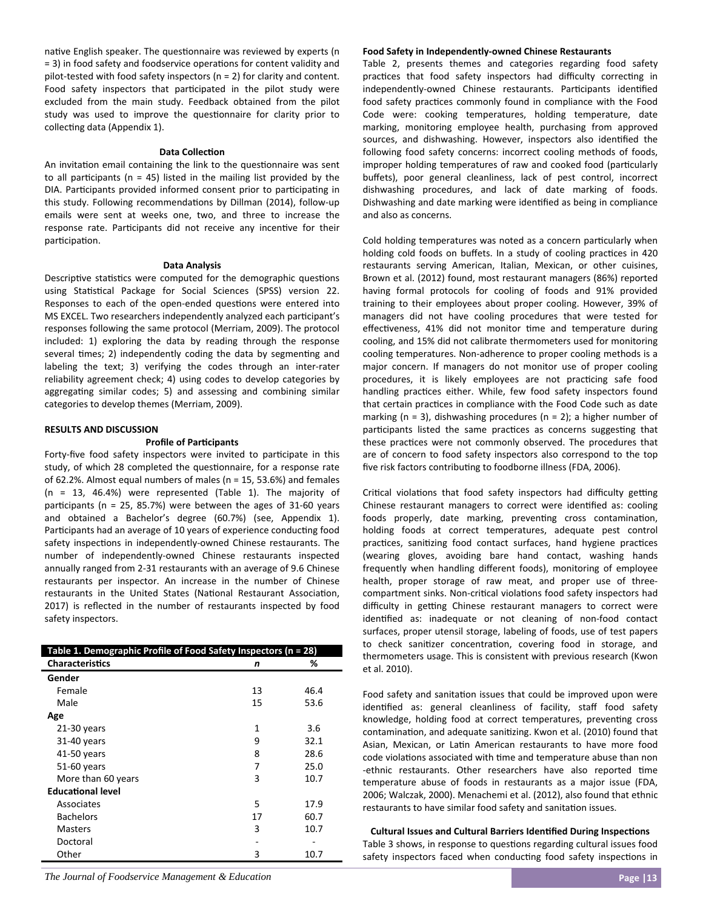native English speaker. The questionnaire was reviewed by experts (n = 3) in food safety and foodservice operations for content validity and pilot-tested with food safety inspectors (n = 2) for clarity and content. Food safety inspectors that participated in the pilot study were excluded from the main study. Feedback obtained from the pilot study was used to improve the questionnaire for clarity prior to collecting data (Appendix 1).

### Data Collection

An invitation email containing the link to the questionnaire was sent to all participants (n = 45) listed in the mailing list provided by the DIA. Participants provided informed consent prior to participating in this study. Following recommendations by Dillman (2014), follow-up emails were sent at weeks one, two, and three to increase the response rate. Participants did not receive any incentive for their participation.

### Data Analysis

Descriptive statistics were computed for the demographic questions using Statistical Package for Social Sciences (SPSS) version 22. Responses to each of the open-ended questions were entered into MS EXCEL. Two researchers independently analyzed each participant's responses following the same protocol (Merriam, 2009). The protocol included: 1) exploring the data by reading through the response several times; 2) independently coding the data by segmenting and labeling the text; 3) verifying the codes through an inter-rater reliability agreement check; 4) using codes to develop categories by aggregating similar codes; 5) and assessing and combining similar categories to develop themes (Merriam, 2009).

## RESULTS AND DISCUSSION

### Profile of Participants

Forty-five food safety inspectors were invited to participate in this study, of which 28 completed the questionnaire, for a response rate of 62.2%. Almost equal numbers of males (n = 15, 53.6%) and females (n = 13, 46.4%) were represented (Table 1). The majority of participants (n = 25, 85.7%) were between the ages of 31-60 years and obtained a Bachelor's degree (60.7%) (see, Appendix 1). Participants had an average of 10 years of experience conducting food safety inspections in independently-owned Chinese restaurants. The number of independently-owned Chinese restaurants inspected annually ranged from 2-31 restaurants with an average of 9.6 Chinese restaurants per inspector. An increase in the number of Chinese restaurants in the United States (National Restaurant Association, 2017) is reflected in the number of restaurants inspected by food safety inspectors.

**Table 1. Demographic Profile of Food Safety Inspectors (n = 28)**

| Characteristics | *n* | % |
|---|---|---|
| **Gender** | | |
| Female | 13 | 46.4 |
| Male | 15 | 53.6 |
| **Age** | | |
| 21-30 years | 1 | 3.6 |
| 31-40 years | 9 | 32.1 |
| 41-50 years | 8 | 28.6 |
| 51-60 years | 7 | 25.0 |
| More than 60 years | 3 | 10.7 |
| **Educational level** | | |
| Associates | 5 | 17.9 |
| Bachelors | 17 | 60.7 |
| Masters | 3 | 10.7 |
| Doctoral | - | - |
| Other | 3 | 10.7 |

### Food Safety in Independently-owned Chinese Restaurants

Table 2, presents themes and categories regarding food safety practices that food safety inspectors had difficulty correcting in independently-owned Chinese restaurants. Participants identified food safety practices commonly found in compliance with the Food Code were: cooking temperatures, holding temperature, date marking, monitoring employee health, purchasing from approved sources, and dishwashing. However, inspectors also identified the following food safety concerns: incorrect cooling methods of foods, improper holding temperatures of raw and cooked food (particularly buffets), poor general cleanliness, lack of pest control, incorrect dishwashing procedures, and lack of date marking of foods. Dishwashing and date marking were identified as being in compliance and also as concerns.

Cold holding temperatures was noted as a concern particularly when holding cold foods on buffets. In a study of cooling practices in 420 restaurants serving American, Italian, Mexican, or other cuisines, Brown et al. (2012) found, most restaurant managers (86%) reported having formal protocols for cooling of foods and 91% provided training to their employees about proper cooling. However, 39% of managers did not have cooling procedures that were tested for effectiveness, 41% did not monitor time and temperature during cooling, and 15% did not calibrate thermometers used for monitoring cooling temperatures. Non-adherence to proper cooling methods is a major concern. If managers do not monitor use of proper cooling procedures, it is likely employees are not practicing safe food handling practices either. While, few food safety inspectors found that certain practices in compliance with the Food Code such as date marking (n = 3), dishwashing procedures (n = 2); a higher number of participants listed the same practices as concerns suggesting that these practices were not commonly observed. The procedures that are of concern to food safety inspectors also correspond to the top five risk factors contributing to foodborne illness (FDA, 2006).

Critical violations that food safety inspectors had difficulty getting Chinese restaurant managers to correct were identified as: cooling foods properly, date marking, preventing cross contamination, holding foods at correct temperatures, adequate pest control practices, sanitizing food contact surfaces, hand hygiene practices (wearing gloves, avoiding bare hand contact, washing hands frequently when handling different foods), monitoring of employee health, proper storage of raw meat, and proper use of three-compartment sinks. Non-critical violations food safety inspectors had difficulty in getting Chinese restaurant managers to correct were identified as: inadequate or not cleaning of non-food contact surfaces, proper utensil storage, labeling of foods, use of test papers to check sanitizer concentration, covering food in storage, and thermometers usage. This is consistent with previous research (Kwon et al. 2010).

Food safety and sanitation issues that could be improved upon were identified as: general cleanliness of facility, staff food safety knowledge, holding food at correct temperatures, preventing cross contamination, and adequate sanitizing. Kwon et al. (2010) found that Asian, Mexican, or Latin American restaurants to have more food code violations associated with time and temperature abuse than non -ethnic restaurants. Other researchers have also reported time temperature abuse of foods in restaurants as a major issue (FDA, 2006; Walczak, 2000). Menachemi et al. (2012), also found that ethnic restaurants to have similar food safety and sanitation issues.

### Cultural Issues and Cultural Barriers Identified During Inspections

Table 3 shows, in response to questions regarding cultural issues food safety inspectors faced when conducting food safety inspections in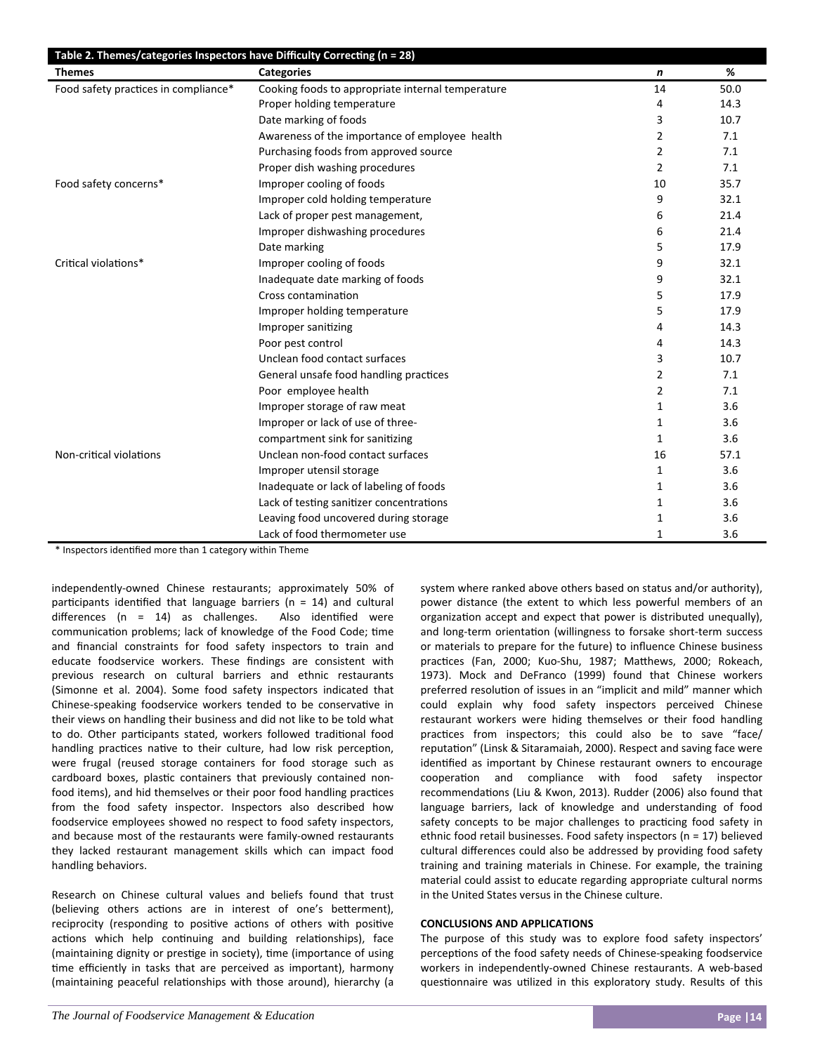**Table 2. Themes/categories Inspectors have Difficulty Correcting (n = 28)**

| Themes | Categories | *n* | % |
|---|---|---|---|
| Food safety practices in compliance* | Cooking foods to appropriate internal temperature | 14 | 50.0 |
| | Proper holding temperature | 4 | 14.3 |
| | Date marking of foods | 3 | 10.7 |
| | Awareness of the importance of employee health | 2 | 7.1 |
| | Purchasing foods from approved source | 2 | 7.1 |
| | Proper dish washing procedures | 2 | 7.1 |
| Food safety concerns* | Improper cooling of foods | 10 | 35.7 |
| | Improper cold holding temperature | 9 | 32.1 |
| | Lack of proper pest management, | 6 | 21.4 |
| | Improper dishwashing procedures | 6 | 21.4 |
| | Date marking | 5 | 17.9 |
| Critical violations* | Improper cooling of foods | 9 | 32.1 |
| | Inadequate date marking of foods | 9 | 32.1 |
| | Cross contamination | 5 | 17.9 |
| | Improper holding temperature | 5 | 17.9 |
| | Improper sanitizing | 4 | 14.3 |
| | Poor pest control | 4 | 14.3 |
| | Unclean food contact surfaces | 3 | 10.7 |
| | General unsafe food handling practices | 2 | 7.1 |
| | Poor employee health | 2 | 7.1 |
| | Improper storage of raw meat | 1 | 3.6 |
| | Improper or lack of use of three- | 1 | 3.6 |
| | compartment sink for sanitizing | 1 | 3.6 |
| Non-critical violations | Unclean non-food contact surfaces | 16 | 57.1 |
| | Improper utensil storage | 1 | 3.6 |
| | Inadequate or lack of labeling of foods | 1 | 3.6 |
| | Lack of testing sanitizer concentrations | 1 | 3.6 |
| | Leaving food uncovered during storage | 1 | 3.6 |
| | Lack of food thermometer use | 1 | 3.6 |

\* Inspectors identified more than 1 category within Theme

independently-owned Chinese restaurants; approximately 50% of participants identified that language barriers (n = 14) and cultural differences (n = 14) as challenges. Also identified were communication problems; lack of knowledge of the Food Code; time and financial constraints for food safety inspectors to train and educate foodservice workers. These findings are consistent with previous research on cultural barriers and ethnic restaurants (Simonne et al. 2004). Some food safety inspectors indicated that Chinese-speaking foodservice workers tended to be conservative in their views on handling their business and did not like to be told what to do. Other participants stated, workers followed traditional food handling practices native to their culture, had low risk perception, were frugal (reused storage containers for food storage such as cardboard boxes, plastic containers that previously contained non-food items), and hid themselves or their poor food handling practices from the food safety inspector. Inspectors also described how foodservice employees showed no respect to food safety inspectors, and because most of the restaurants were family-owned restaurants they lacked restaurant management skills which can impact food handling behaviors.

Research on Chinese cultural values and beliefs found that trust (believing others actions are in interest of one's betterment), reciprocity (responding to positive actions of others with positive actions which help continuing and building relationships), face (maintaining dignity or prestige in society), time (importance of using time efficiently in tasks that are perceived as important), harmony (maintaining peaceful relationships with those around), hierarchy (a system where ranked above others based on status and/or authority), power distance (the extent to which less powerful members of an organization accept and expect that power is distributed unequally), and long-term orientation (willingness to forsake short-term success or materials to prepare for the future) to influence Chinese business practices (Fan, 2000; Kuo-Shu, 1987; Matthews, 2000; Rokeach, 1973). Mock and DeFranco (1999) found that Chinese workers preferred resolution of issues in an "implicit and mild" manner which could explain why food safety inspectors perceived Chinese restaurant workers were hiding themselves or their food handling practices from inspectors; this could also be to save "face/reputation" (Linsk & Sitaramaiah, 2000). Respect and saving face were identified as important by Chinese restaurant owners to encourage cooperation and compliance with food safety inspector recommendations (Liu & Kwon, 2013). Rudder (2006) also found that language barriers, lack of knowledge and understanding of food safety concepts to be major challenges to practicing food safety in ethnic food retail businesses. Food safety inspectors (n = 17) believed cultural differences could also be addressed by providing food safety training and training materials in Chinese. For example, the training material could assist to educate regarding appropriate cultural norms in the United States versus in the Chinese culture.

## CONCLUSIONS AND APPLICATIONS

The purpose of this study was to explore food safety inspectors' perceptions of the food safety needs of Chinese-speaking foodservice workers in independently-owned Chinese restaurants. A web-based questionnaire was utilized in this exploratory study. Results of this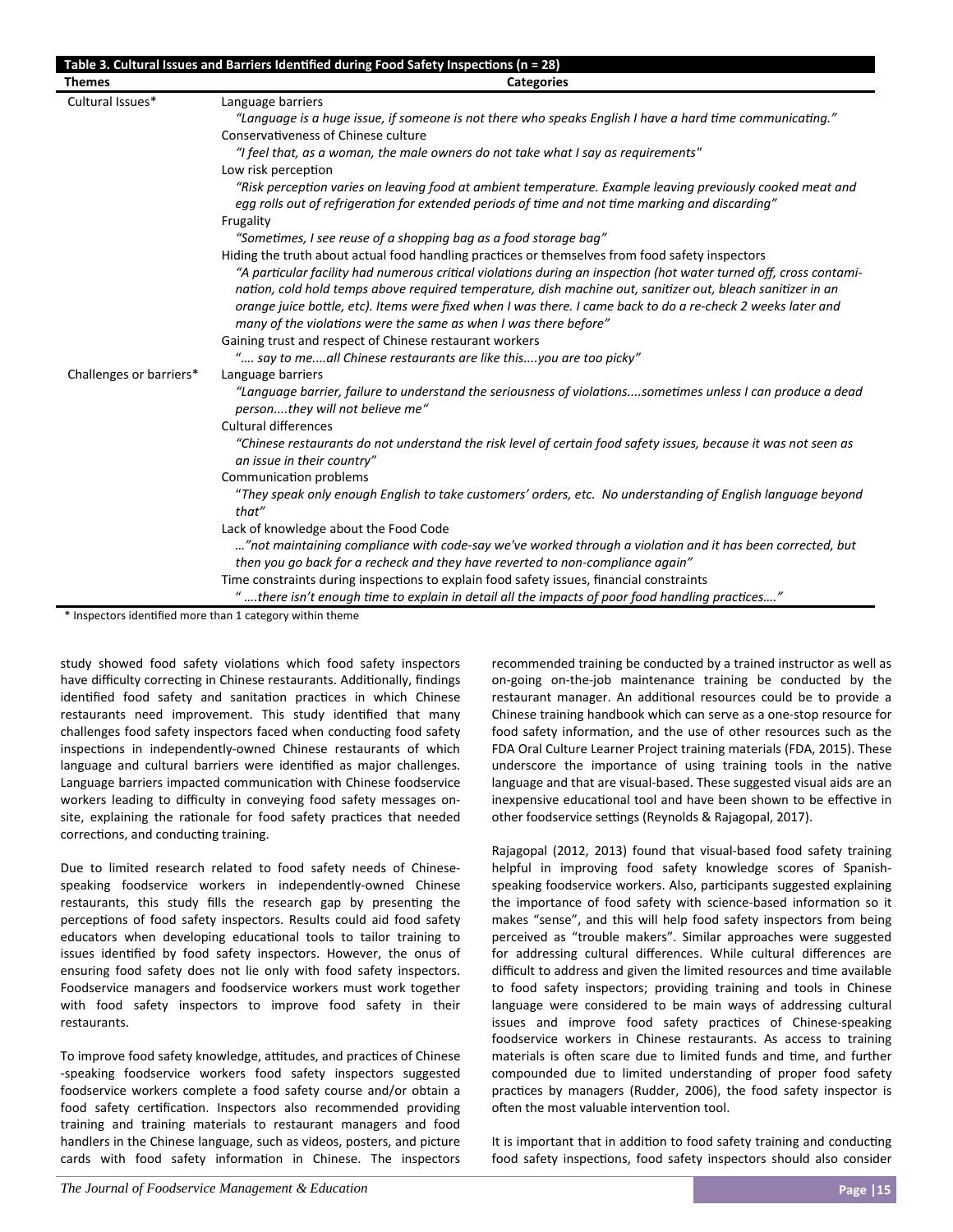**Table 3. Cultural Issues and Barriers Identified during Food Safety Inspections (n = 28)**

| Themes | Categories |
|---|---|
| Cultural Issues* | Language barriers<br>*"Language is a huge issue, if someone is not there who speaks English I have a hard time communicating."* |
| | Conservativeness of Chinese culture<br>*"I feel that, as a woman, the male owners do not take what I say as requirements"* |
| | Low risk perception<br>*"Risk perception varies on leaving food at ambient temperature. Example leaving previously cooked meat and egg rolls out of refrigeration for extended periods of time and not time marking and discarding"* |
| | Frugality<br>*"Sometimes, I see reuse of a shopping bag as a food storage bag"* |
| | Hiding the truth about actual food handling practices or themselves from food safety inspectors<br>*"A particular facility had numerous critical violations during an inspection (hot water turned off, cross contamination, cold hold temps above required temperature, dish machine out, sanitizer out, bleach sanitizer in an orange juice bottle, etc). Items were fixed when I was there. I came back to do a re-check 2 weeks later and many of the violations were the same as when I was there before"* |
| | Gaining trust and respect of Chinese restaurant workers<br>*".... say to me....all Chinese restaurants are like this....you are too picky"* |
| Challenges or barriers* | Language barriers<br>*"Language barrier, failure to understand the seriousness of violations....sometimes unless I can produce a dead person....they will not believe me"* |
| | Cultural differences<br>*"Chinese restaurants do not understand the risk level of certain food safety issues, because it was not seen as an issue in their country"* |
| | Communication problems<br>*"They speak only enough English to take customers' orders, etc. No understanding of English language beyond that"* |
| | Lack of knowledge about the Food Code<br>*…"not maintaining compliance with code-say we've worked through a violation and it has been corrected, but then you go back for a recheck and they have reverted to non-compliance again"* |
| | Time constraints during inspections to explain food safety issues, financial constraints<br>*" ....there isn't enough time to explain in detail all the impacts of poor food handling practices...."* |

\* Inspectors identified more than 1 category within theme

study showed food safety violations which food safety inspectors have difficulty correcting in Chinese restaurants. Additionally, findings identified food safety and sanitation practices in which Chinese restaurants need improvement. This study identified that many challenges food safety inspectors faced when conducting food safety inspections in independently-owned Chinese restaurants of which language and cultural barriers were identified as major challenges. Language barriers impacted communication with Chinese foodservice workers leading to difficulty in conveying food safety messages on-site, explaining the rationale for food safety practices that needed corrections, and conducting training.

Due to limited research related to food safety needs of Chinese-speaking foodservice workers in independently-owned Chinese restaurants, this study fills the research gap by presenting the perceptions of food safety inspectors. Results could aid food safety educators when developing educational tools to tailor training to issues identified by food safety inspectors. However, the onus of ensuring food safety does not lie only with food safety inspectors. Foodservice managers and foodservice workers must work together with food safety inspectors to improve food safety in their restaurants.

To improve food safety knowledge, attitudes, and practices of Chinese-speaking foodservice workers food safety inspectors suggested foodservice workers complete a food safety course and/or obtain a food safety certification. Inspectors also recommended providing training and training materials to restaurant managers and food handlers in the Chinese language, such as videos, posters, and picture cards with food safety information in Chinese. The inspectors recommended training be conducted by a trained instructor as well as on-going on-the-job maintenance training be conducted by the restaurant manager. An additional resources could be to provide a Chinese training handbook which can serve as a one-stop resource for food safety information, and the use of other resources such as the FDA Oral Culture Learner Project training materials (FDA, 2015). These underscore the importance of using training tools in the native language and that are visual-based. These suggested visual aids are an inexpensive educational tool and have been shown to be effective in other foodservice settings (Reynolds & Rajagopal, 2017).

Rajagopal (2012, 2013) found that visual-based food safety training helpful in improving food safety knowledge scores of Spanish-speaking foodservice workers. Also, participants suggested explaining the importance of food safety with science-based information so it makes "sense", and this will help food safety inspectors from being perceived as "trouble makers". Similar approaches were suggested for addressing cultural differences. While cultural differences are difficult to address and given the limited resources and time available to food safety inspectors; providing training and tools in Chinese language were considered to be main ways of addressing cultural issues and improve food safety practices of Chinese-speaking foodservice workers in Chinese restaurants. As access to training materials is often scare due to limited funds and time, and further compounded due to limited understanding of proper food safety practices by managers (Rudder, 2006), the food safety inspector is often the most valuable intervention tool.

It is important that in addition to food safety training and conducting food safety inspections, food safety inspectors should also consider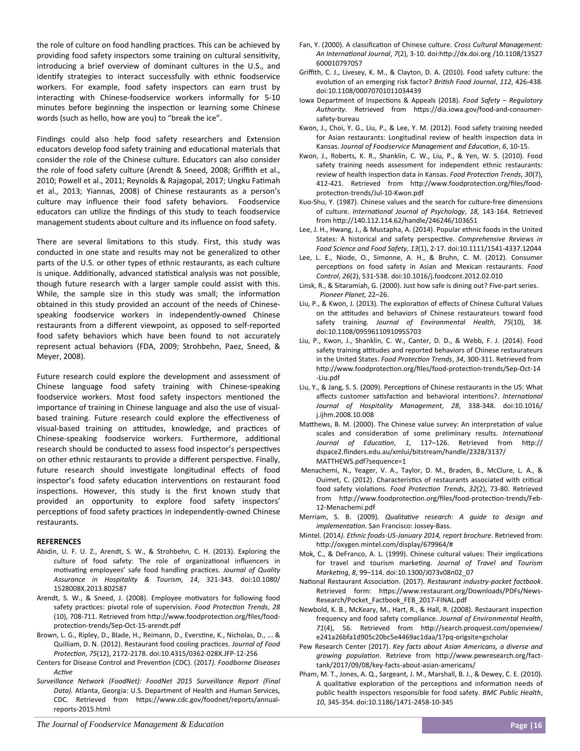the role of culture on food handling practices. This can be achieved by providing food safety inspectors some training on cultural sensitivity, introducing a brief overview of dominant cultures in the U.S., and identify strategies to interact successfully with ethnic foodservice workers. For example, food safety inspectors can earn trust by interacting with Chinese-foodservice workers informally for 5-10 minutes before beginning the inspection or learning some Chinese words (such as hello, how are you) to "break the ice".

Findings could also help food safety researchers and Extension educators develop food safety training and educational materials that consider the role of the Chinese culture. Educators can also consider the role of food safety culture (Arendt & Sneed, 2008; Griffith et al., 2010; Powell et al., 2011; Reynolds & Rajagopal, 2017; Ungku Fatimah et al., 2013; Yiannas, 2008) of Chinese restaurants as a person's culture may influence their food safety behaviors. Foodservice educators can utilize the findings of this study to teach foodservice management students about culture and its influence on food safety.

There are several limitations to this study. First, this study was conducted in one state and results may not be generalized to other parts of the U.S. or other types of ethnic restaurants, as each culture is unique. Additionally, advanced statistical analysis was not possible, though future research with a larger sample could assist with this. While, the sample size in this study was small; the information obtained in this study provided an account of the needs of Chinese-speaking foodservice workers in independently-owned Chinese restaurants from a different viewpoint, as opposed to self-reported food safety behaviors which have been found to not accurately represent actual behaviors (FDA, 2009; Strohbehn, Paez, Sneed, & Meyer, 2008).

Future research could explore the development and assessment of Chinese language food safety training with Chinese-speaking foodservice workers. Most food safety inspectors mentioned the importance of training in Chinese language and also the use of visual-based training. Future research could explore the effectiveness of visual-based training on attitudes, knowledge, and practices of Chinese-speaking foodservice workers. Furthermore, additional research should be conducted to assess food inspector's perspectives on other ethnic restaurants to provide a different perspective. Finally, future research should investigate longitudinal effects of food inspector's food safety education interventions on restaurant food inspections. However, this study is the first known study that provided an opportunity to explore food safety inspectors' perceptions of food safety practices in independently-owned Chinese restaurants.

## REFERENCES

Abidin, U. F. U. Z., Arendt, S. W., & Strohbehn, C. H. (2013). Exploring the culture of food safety: The role of organizational influencers in motivating employees' safe food handling practices. *Journal of Quality Assurance in Hospitality & Tourism*, *14*, 321-343. doi:10.1080/1528008X.2013.802587

Arendt, S. W., & Sneed, J. (2008). Employee motivators for following food safety practices: pivotal role of supervision. *Food Protection Trends*, *28* (10), 708-711. Retrieved from http://www.foodprotection.org/files/food-protection-trends/Sep-Oct-15-arendt.pdf

Brown, L. G., Ripley, D., Blade, H., Reimann, D., Everstine, K., Nicholas, D., ... & Quilliam, D. N. (2012). Restaurant food cooling practices. *Journal of Food Protection*, *75*(12), 2172-2178. doi:10.4315/0362-028X.JFP-12-256

Centers for Disease Control and Prevention (CDC). (2017*). Foodborne Diseases Active*

*Surveillance Network (FoodNet): FoodNet 2015 Surveillance Report (Final Data).* Atlanta, Georgia: U.S. Department of Health and Human Services, CDC. Retrieved from https://www.cdc.gov/foodnet/reports/annual-reports-2015.html

Fan, Y. (2000). A classification of Chinese culture. *Cross Cultural Management: An International Journal*, *7*(2), 3-10. doi:http://dx.doi.org /10.1108/13527600010797057

Griffith, C. J., Livesey, K. M., & Clayton, D. A. (2010). Food safety culture: the evolution of an emerging risk factor? *British Food Journal*, *112*, 426-438. doi:10.1108/00070701011034439

Iowa Department of Inspections & Appeals (2018). *Food Safety – Regulatory Authority.* Retrieved from https://dia.iowa.gov/food-and-consumer-safety-bureau

Kwon, J., Choi, Y. G., Liu, P., & Lee, Y. M. (2012). Food safety training needed for Asian restaurants: Longitudinal review of health inspection data in Kansas. *Journal of Foodservice Management and Education*, *6*, 10-15.

Kwon, J., Roberts, K. R., Shanklin, C. W., Liu, P., & Yen, W. S. (2010). Food safety training needs assessment for independent ethnic restaurants: review of health inspection data in Kansas. *Food Protection Trends*, *30*(7), 412-421. Retrieved from http://www.foodprotection.org/files/food-protection-trends/Jul-10-Kwon.pdf

Kuo-Shu, Y. (1987). Chinese values and the search for culture-free dimensions of culture. *International Journal of Psychology*, *18*, 143-164. Retrieved from http://140.112.114.62/handle/246246/103651

Lee, J. H., Hwang, J., & Mustapha, A. (2014). Popular ethnic foods in the United States: A historical and safety perspective. *Comprehensive Reviews in Food Science and Food Safety*, *13*(1), 2-17. doi:10.1111/1541-4337.12044

Lee, L. E., Niode, O., Simonne, A. H., & Bruhn, C. M. (2012). Consumer perceptions on food safety in Asian and Mexican restaurants. *Food Control*, *26*(2), 531-538. doi:10.1016/j.foodcont.2012.02.010

Linsk, R., & Sitaramiah, G. (2000). Just how safe is dining out? Five-part series. *Pioneer Planet,* 22–26.

Liu, P., & Kwon, J. (2013). The exploration of effects of Chinese Cultural Values on the attitudes and behaviors of Chinese restaurateurs toward food safety training. *Journal of Environmental Health*, *75*(10), 38. doi:10.1108/09596110910955703

Liu, P., Kwon, J., Shanklin, C. W., Canter, D. D., & Webb, F. J. (2014). Food safety training attitudes and reported behaviors of Chinese restaurateurs in the United States. *Food Protection Trends*, *34*, 300-311. Retrieved from http://www.foodprotection.org/files/food-protection-trends/Sep-Oct-14-Liu.pdf

Liu, Y., & Jang, S. S. (2009). Perceptions of Chinese restaurants in the US: What affects customer satisfaction and behavioral intentions?. *International Journal of Hospitality Management*, *28*, 338-348. doi:10.1016/j.ijhm.2008.10.008

Matthews, B. M. (2000). The Chinese value survey: An interpretation of value scales and consideration of some preliminary results. *International Journal of Education*, *1*, 117–126. Retrieved from http://dspace2.flinders.edu.au/xmlui/bitstream/handle/2328/3137/MATTHEWS.pdf?sequence=1

Menachemi, N., Yeager, V. A., Taylor, D. M., Braden, B., McClure, L. A., & Ouimet, C. (2012). Characteristics of restaurants associated with critical food safety violations. *Food Protection Trends*, *32*(2), 73-80. Retrieved from http://www.foodprotection.org/files/food-protection-trends/Feb-12-Menachemi.pdf

Merriam, S. B. (2009). *Qualitative research: A guide to design and implementation.* San Francisco: Jossey-Bass.

Mintel. (2014*). Ethnic foods-US-January 2014, report brochure*. Retrieved from: http://oxygen.mintel.com/display/679964/#

Mok, C., & DeFranco, A. L. (1999). Chinese cultural values: Their implications for travel and tourism marketing. *Journal of Travel and Tourism Marketing*, *8*, 99–114. doi:10.1300/J073v08n02_07

National Restaurant Association. (2017). *Restaurant industry-pocket factbook*. Retrieved form: https://www.restaurant.org/Downloads/PDFs/News-Research/Pocket_Factbook_FEB_2017-FINAL.pdf

Newbold, K. B., McKeary, M., Hart, R., & Hall, R. (2008). Restaurant inspection frequency and food safety compliance. *Journal of Environmental Health*, *71*(4), 56. Retrieved from http://search.proquest.com/openview/e241a26bfa1d905c20bc5e4469ac1daa/1?pq-origsite=gscholar

Pew Research Center (2017). *Key facts about Asian Americans, a diverse and growing population*. Retrieve from http://www.pewresearch.org/fact-tank/2017/09/08/key-facts-about-asian-americans/

Pham, M. T., Jones, A. Q., Sargeant, J. M., Marshall, B. J., & Dewey, C. E. (2010). A qualitative exploration of the perceptions and information needs of public health inspectors responsible for food safety. *BMC Public Health*, *10*, 345-354. doi:10.1186/1471-2458-10-345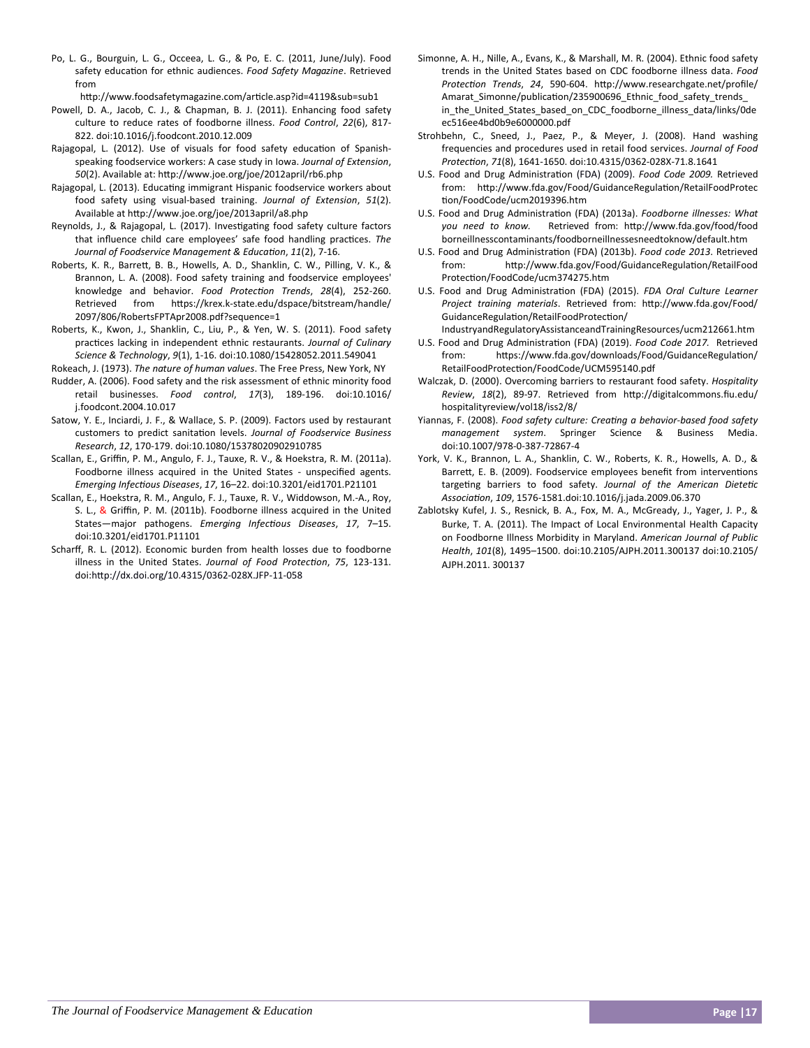Po, L. G., Bourguin, L. G., Occeea, L. G., & Po, E. C. (2011, June/July). Food safety education for ethnic audiences. *Food Safety Magazine*. Retrieved from http://www.foodsafetymagazine.com/article.asp?id=4119&sub=sub1

Powell, D. A., Jacob, C. J., & Chapman, B. J. (2011). Enhancing food safety culture to reduce rates of foodborne illness. *Food Control*, *22*(6), 817-822. doi:10.1016/j.foodcont.2010.12.009

Rajagopal, L. (2012). Use of visuals for food safety education of Spanish-speaking foodservice workers: A case study in Iowa. *Journal of Extension*, *50*(2). Available at: http://www.joe.org/joe/2012april/rb6.php

Rajagopal, L. (2013). Educating immigrant Hispanic foodservice workers about food safety using visual-based training. *Journal of Extension*, *51*(2). Available at http://www.joe.org/joe/2013april/a8.php

Reynolds, J., & Rajagopal, L. (2017). Investigating food safety culture factors that influence child care employees' safe food handling practices. *The Journal of Foodservice Management & Education*, *11*(2), 7-16.

Roberts, K. R., Barrett, B. B., Howells, A. D., Shanklin, C. W., Pilling, V. K., & Brannon, L. A. (2008). Food safety training and foodservice employees' knowledge and behavior. *Food Protection Trends*, *28*(4), 252-260. Retrieved from https://krex.k-state.edu/dspace/bitstream/handle/2097/806/RobertsFPTApr2008.pdf?sequence=1

Roberts, K., Kwon, J., Shanklin, C., Liu, P., & Yen, W. S. (2011). Food safety practices lacking in independent ethnic restaurants. *Journal of Culinary Science & Technology*, *9*(1), 1-16. doi:10.1080/15428052.2011.549041

Rokeach, J. (1973). *The nature of human values*. The Free Press, New York, NY

Rudder, A. (2006). Food safety and the risk assessment of ethnic minority food retail businesses. *Food control*, *17*(3), 189-196. doi:10.1016/j.foodcont.2004.10.017

Satow, Y. E., Inciardi, J. F., & Wallace, S. P. (2009). Factors used by restaurant customers to predict sanitation levels. *Journal of Foodservice Business Research*, *12*, 170-179. doi:10.1080/15378020902910785

Scallan, E., Griffin, P. M., Angulo, F. J., Tauxe, R. V., & Hoekstra, R. M. (2011a). Foodborne illness acquired in the United States - unspecified agents. *Emerging Infectious Diseases*, *17*, 16–22. doi:10.3201/eid1701.P21101

Scallan, E., Hoekstra, R. M., Angulo, F. J., Tauxe, R. V., Widdowson, M.-A., Roy, S. L., & Griffin, P. M. (2011b). Foodborne illness acquired in the United States—major pathogens. *Emerging Infectious Diseases*, *17*, 7–15. doi:10.3201/eid1701.P11101

Scharff, R. L. (2012). Economic burden from health losses due to foodborne illness in the United States. *Journal of Food Protection*, *75*, 123-131. doi:http://dx.doi.org/10.4315/0362-028X.JFP-11-058

Simonne, A. H., Nille, A., Evans, K., & Marshall, M. R. (2004). Ethnic food safety trends in the United States based on CDC foodborne illness data. *Food Protection Trends*, *24*, 590-604. http://www.researchgate.net/profile/Amarat_Simonne/publication/235900696_Ethnic_food_safety_trends_in_the_United_States_based_on_CDC_foodborne_illness_data/links/0deec516ee4bd0b9e6000000.pdf

Strohbehn, C., Sneed, J., Paez, P., & Meyer, J. (2008). Hand washing frequencies and procedures used in retail food services. *Journal of Food Protection*, *71*(8), 1641-1650. doi:10.4315/0362-028X-71.8.1641

U.S. Food and Drug Administration (FDA) (2009). *Food Code 2009.* Retrieved from: http://www.fda.gov/Food/GuidanceRegulation/RetailFoodProtection/FoodCode/ucm2019396.htm

U.S. Food and Drug Administration (FDA) (2013a). *Foodborne illnesses: What you need to know.* Retrieved from: http://www.fda.gov/food/foodborneillnesscontaminants/foodborneillnessesneedtoknow/default.htm

U.S. Food and Drug Administration (FDA) (2013b). *Food code 2013*. Retrieved from: http://www.fda.gov/Food/GuidanceRegulation/RetailFoodProtection/FoodCode/ucm374275.htm

U.S. Food and Drug Administration (FDA) (2015). *FDA Oral Culture Learner Project training materials*. Retrieved from: http://www.fda.gov/Food/GuidanceRegulation/RetailFoodProtection/IndustryandRegulatoryAssistanceandTrainingResources/ucm212661.htm

U.S. Food and Drug Administration (FDA) (2019). *Food Code 2017.* Retrieved from: https://www.fda.gov/downloads/Food/GuidanceRegulation/RetailFoodProtection/FoodCode/UCM595140.pdf

Walczak, D. (2000). Overcoming barriers to restaurant food safety. *Hospitality Review*, *18*(2), 89-97. Retrieved from http://digitalcommons.fiu.edu/hospitalityreview/vol18/iss2/8/

Yiannas, F. (2008). *Food safety culture: Creating a behavior-based food safety management system*. Springer Science & Business Media. doi:10.1007/978-0-387-72867-4

York, V. K., Brannon, L. A., Shanklin, C. W., Roberts, K. R., Howells, A. D., & Barrett, E. B. (2009). Foodservice employees benefit from interventions targeting barriers to food safety. *Journal of the American Dietetic Association*, *109*, 1576-1581.doi:10.1016/j.jada.2009.06.370

Zablotsky Kufel, J. S., Resnick, B. A., Fox, M. A., McGready, J., Yager, J. P., & Burke, T. A. (2011). The Impact of Local Environmental Health Capacity on Foodborne Illness Morbidity in Maryland. *American Journal of Public Health*, *101*(8), 1495–1500. doi:10.2105/AJPH.2011.300137 doi:10.2105/AJPH.2011. 300137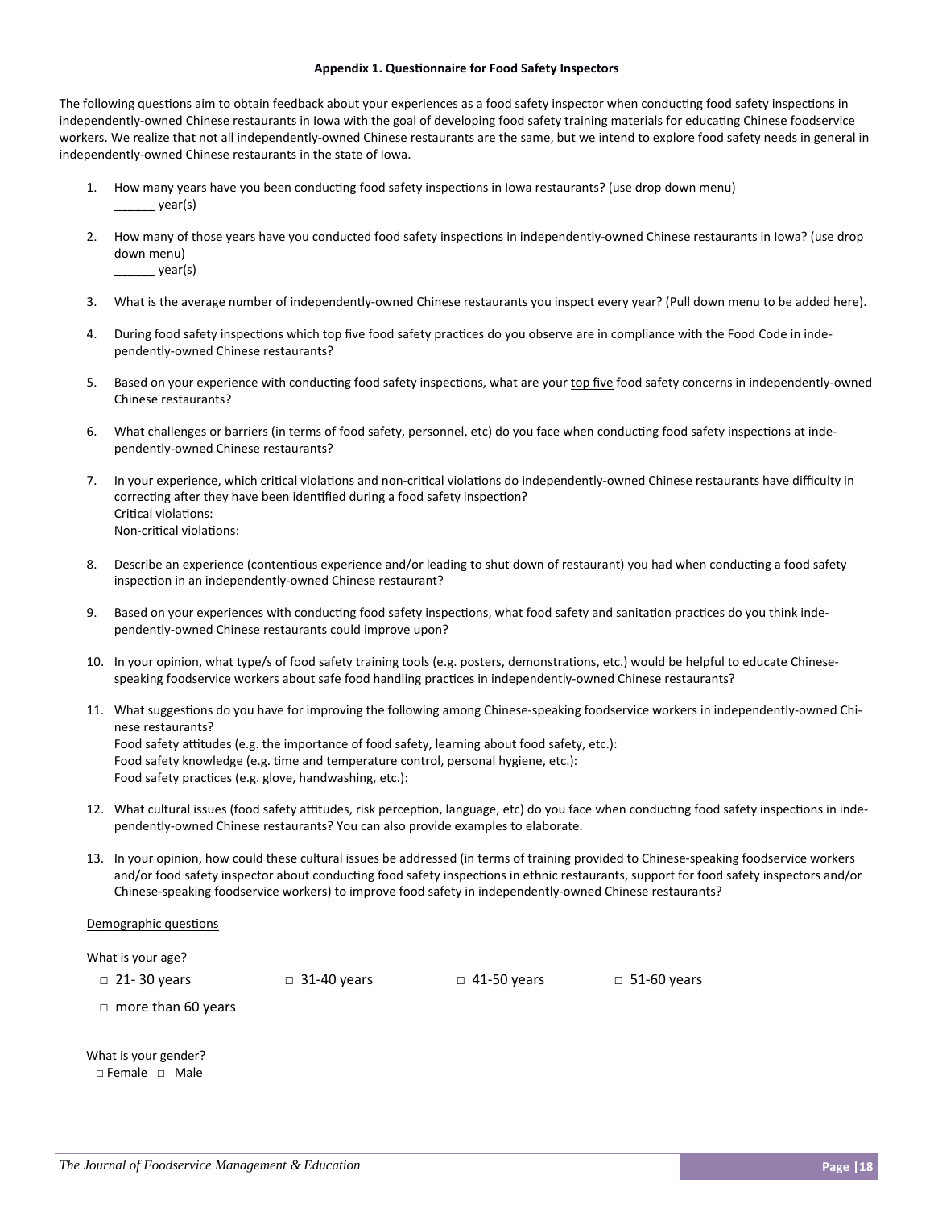**Appendix 1. Questionnaire for Food Safety Inspectors**

The following questions aim to obtain feedback about your experiences as a food safety inspector when conducting food safety inspections in independently-owned Chinese restaurants in Iowa with the goal of developing food safety training materials for educating Chinese foodservice workers. We realize that not all independently-owned Chinese restaurants are the same, but we intend to explore food safety needs in general in independently-owned Chinese restaurants in the state of Iowa.

1. How many years have you been conducting food safety inspections in Iowa restaurants? (use drop down menu)
   ______ year(s)

2. How many of those years have you conducted food safety inspections in independently-owned Chinese restaurants in Iowa? (use drop down menu)
   ______ year(s)

3. What is the average number of independently-owned Chinese restaurants you inspect every year? (Pull down menu to be added here).

4. During food safety inspections which top five food safety practices do you observe are in compliance with the Food Code in independently-owned Chinese restaurants?

5. Based on your experience with conducting food safety inspections, what are your <u>top five</u> food safety concerns in independently-owned Chinese restaurants?

6. What challenges or barriers (in terms of food safety, personnel, etc) do you face when conducting food safety inspections at independently-owned Chinese restaurants?

7. In your experience, which critical violations and non-critical violations do independently-owned Chinese restaurants have difficulty in correcting after they have been identified during a food safety inspection?
   Critical violations:
   Non-critical violations:

8. Describe an experience (contentious experience and/or leading to shut down of restaurant) you had when conducting a food safety inspection in an independently-owned Chinese restaurant?

9. Based on your experiences with conducting food safety inspections, what food safety and sanitation practices do you think independently-owned Chinese restaurants could improve upon?

10. In your opinion, what type/s of food safety training tools (e.g. posters, demonstrations, etc.) would be helpful to educate Chinese-speaking foodservice workers about safe food handling practices in independently-owned Chinese restaurants?

11. What suggestions do you have for improving the following among Chinese-speaking foodservice workers in independently-owned Chinese restaurants?
    Food safety attitudes (e.g. the importance of food safety, learning about food safety, etc.):
    Food safety knowledge (e.g. time and temperature control, personal hygiene, etc.):
    Food safety practices (e.g. glove, handwashing, etc.):

12. What cultural issues (food safety attitudes, risk perception, language, etc) do you face when conducting food safety inspections in independently-owned Chinese restaurants? You can also provide examples to elaborate.

13. In your opinion, how could these cultural issues be addressed (in terms of training provided to Chinese-speaking foodservice workers and/or food safety inspector about conducting food safety inspections in ethnic restaurants, support for food safety inspectors and/or Chinese-speaking foodservice workers) to improve food safety in independently-owned Chinese restaurants?

<u>Demographic questions</u>

What is your age?

□ 21- 30 years □ 31-40 years □ 41-50 years □ 51-60 years

□ more than 60 years

What is your gender?

□ Female □ Male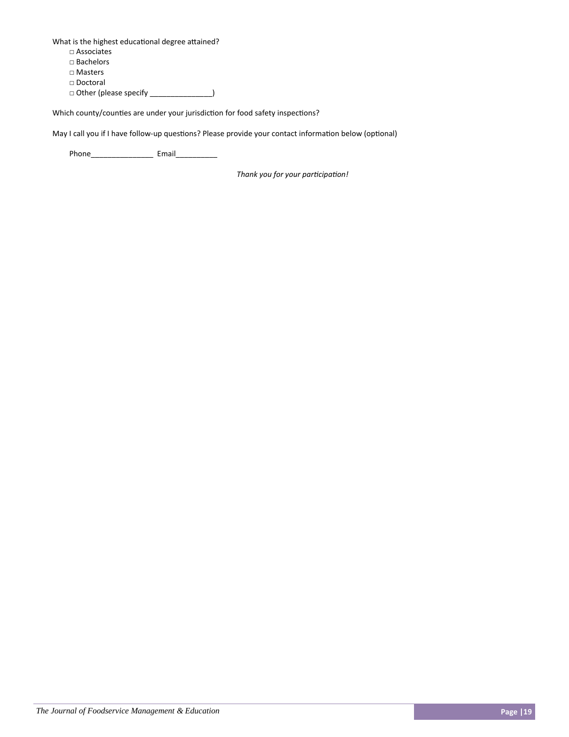What is the highest educational degree attained?

- □ Associates
- □ Bachelors
- □ Masters
- □ Doctoral
- □ Other (please specify _______________)

Which county/counties are under your jurisdiction for food safety inspections?

May I call you if I have follow-up questions? Please provide your contact information below (optional)

Phone_______________ Email__________

*Thank you for your participation!*